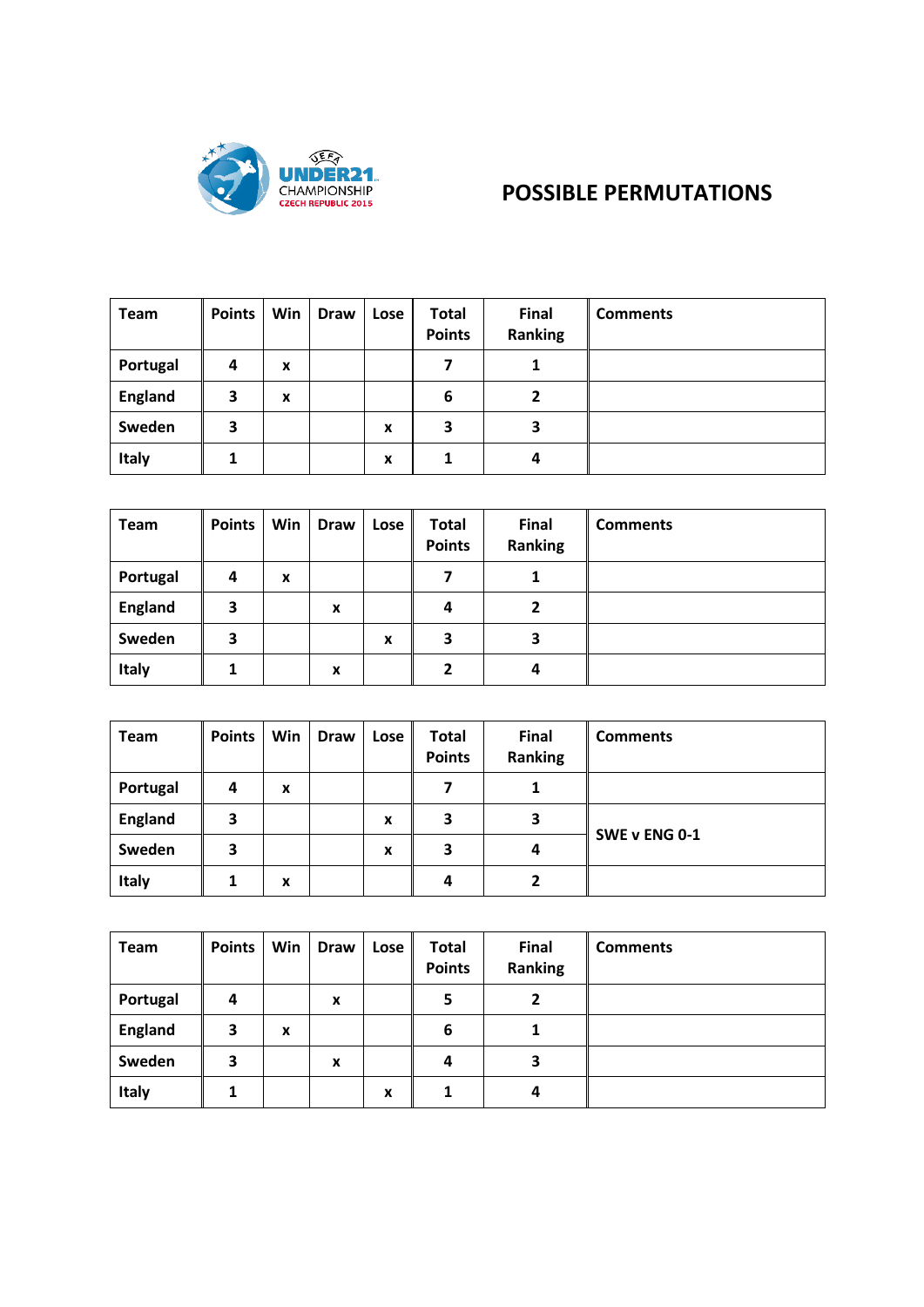# POSSIBLE PERMUTATIONS

| Team | Points | Win | Draw | Lose | Total Points | Final Ranking | Comments |
|---|---|---|---|---|---|---|---|
| Portugal | 4 | x | | | 7 | 1 | |
| England | 3 | x | | | 6 | 2 | |
| Sweden | 3 | | | x | 3 | 3 | |
| Italy | 1 | | | x | 1 | 4 | |

| Team | Points | Win | Draw | Lose | Total Points | Final Ranking | Comments |
|---|---|---|---|---|---|---|---|
| Portugal | 4 | x | | | 7 | 1 | |
| England | 3 | | x | | 4 | 2 | |
| Sweden | 3 | | | x | 3 | 3 | |
| Italy | 1 | | x | | 2 | 4 | |

| Team | Points | Win | Draw | Lose | Total Points | Final Ranking | Comments |
|---|---|---|---|---|---|---|---|
| Portugal | 4 | x | | | 7 | 1 | |
| England | 3 | | | x | 3 | 3 | SWE v ENG 0-1 |
| Sweden | 3 | | | x | 3 | 4 | |
| Italy | 1 | x | | | 4 | 2 | |

| Team | Points | Win | Draw | Lose | Total Points | Final Ranking | Comments |
|---|---|---|---|---|---|---|---|
| Portugal | 4 | | x | | 5 | 2 | |
| England | 3 | x | | | 6 | 1 | |
| Sweden | 3 | | x | | 4 | 3 | |
| Italy | 1 | | | x | 1 | 4 | |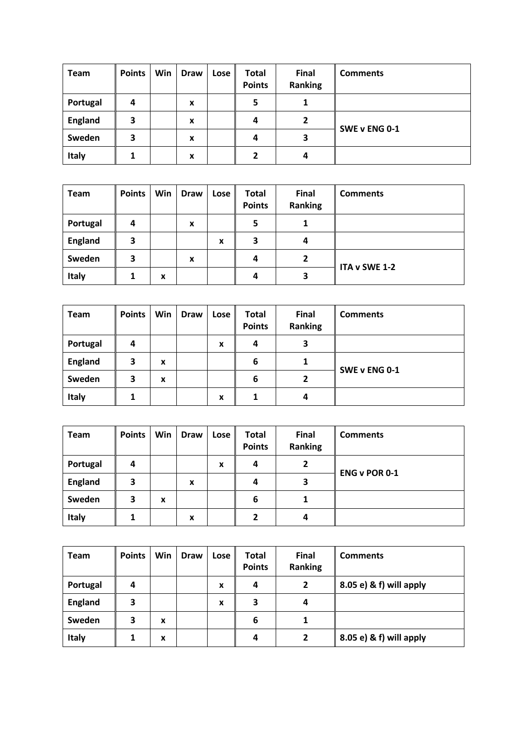| Team | Points | Win | Draw | Lose | Total Points | Final Ranking | Comments |
|---|---|---|---|---|---|---|---|
| Portugal | 4 | | x | | 5 | 1 | |
| England | 3 | | x | | 4 | 2 | SWE v ENG 0-1 |
| Sweden | 3 | | x | | 4 | 3 | |
| Italy | 1 | | x | | 2 | 4 | |

| Team | Points | Win | Draw | Lose | Total Points | Final Ranking | Comments |
|---|---|---|---|---|---|---|---|
| Portugal | 4 | | x | | 5 | 1 | |
| England | 3 | | | x | 3 | 4 | |
| Sweden | 3 | | x | | 4 | 2 | ITA v SWE 1-2 |
| Italy | 1 | x | | | 4 | 3 | |

| Team | Points | Win | Draw | Lose | Total Points | Final Ranking | Comments |
|---|---|---|---|---|---|---|---|
| Portugal | 4 | | | x | 4 | 3 | |
| England | 3 | x | | | 6 | 1 | SWE v ENG 0-1 |
| Sweden | 3 | x | | | 6 | 2 | |
| Italy | 1 | | | x | 1 | 4 | |

| Team | Points | Win | Draw | Lose | Total Points | Final Ranking | Comments |
|---|---|---|---|---|---|---|---|
| Portugal | 4 | | | x | 4 | 2 | ENG v POR 0-1 |
| England | 3 | | x | | 4 | 3 | |
| Sweden | 3 | x | | | 6 | 1 | |
| Italy | 1 | | x | | 2 | 4 | |

| Team | Points | Win | Draw | Lose | Total Points | Final Ranking | Comments |
|---|---|---|---|---|---|---|---|
| Portugal | 4 | | | x | 4 | 2 | 8.05 e) & f) will apply |
| England | 3 | | | x | 3 | 4 | |
| Sweden | 3 | x | | | 6 | 1 | |
| Italy | 1 | x | | | 4 | 2 | 8.05 e) & f) will apply |